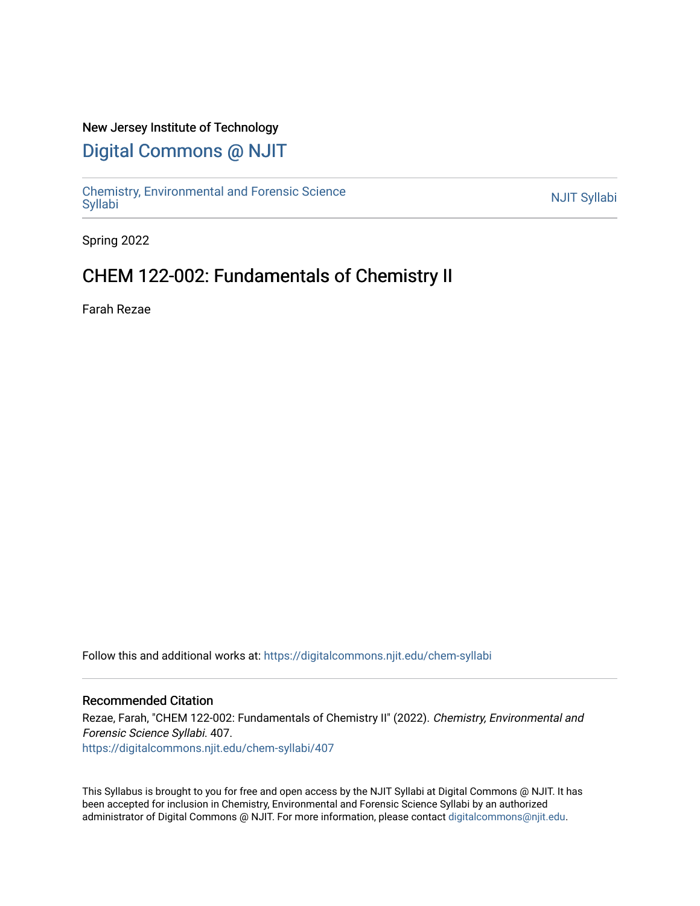New Jersey Institute of Technology

# Digital Commons @ NJIT

Chemistry, Environmental and Forensic Science Syllabi

NJIT Syllabi

Spring 2022

## CHEM 122-002: Fundamentals of Chemistry II

Farah Rezae

Follow this and additional works at: https://digitalcommons.njit.edu/chem-syllabi

### Recommended Citation

Rezae, Farah, "CHEM 122-002: Fundamentals of Chemistry II" (2022). *Chemistry, Environmental and Forensic Science Syllabi*. 407.
https://digitalcommons.njit.edu/chem-syllabi/407

This Syllabus is brought to you for free and open access by the NJIT Syllabi at Digital Commons @ NJIT. It has been accepted for inclusion in Chemistry, Environmental and Forensic Science Syllabi by an authorized administrator of Digital Commons @ NJIT. For more information, please contact digitalcommons@njit.edu.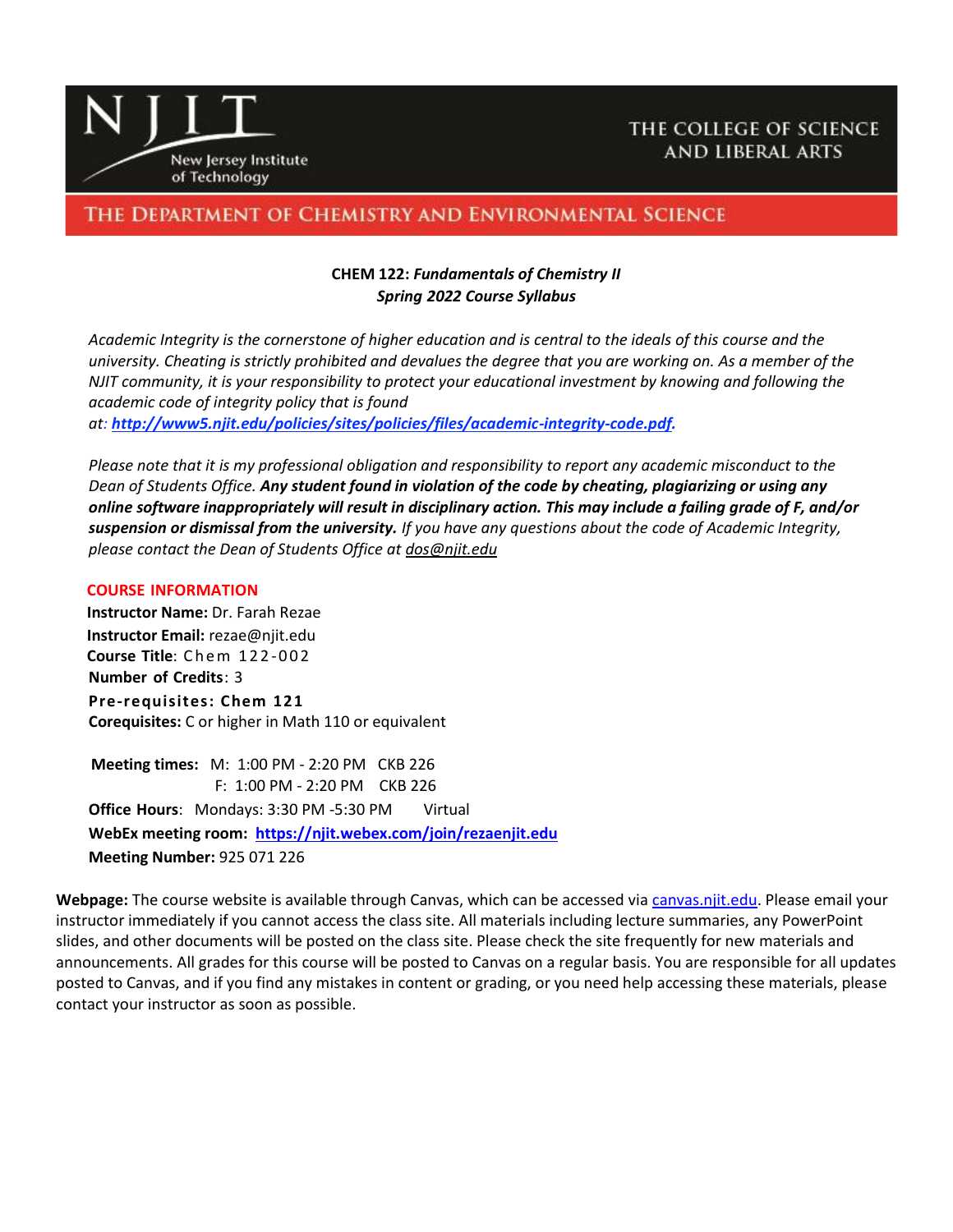**THE COLLEGE OF SCIENCE AND LIBERAL ARTS**

**THE DEPARTMENT OF CHEMISTRY AND ENVIRONMENTAL SCIENCE**

**CHEM 122:** ***Fundamentals of Chemistry II***

***Spring 2022 Course Syllabus***

*Academic Integrity is the cornerstone of higher education and is central to the ideals of this course and the university. Cheating is strictly prohibited and devalues the degree that you are working on. As a member of the NJIT community, it is your responsibility to protect your educational investment by knowing and following the academic code of integrity policy that is found at:* ***http://www5.njit.edu/policies/sites/policies/files/academic-integrity-code.pdf.***

*Please note that it is my professional obligation and responsibility to report any academic misconduct to the Dean of Students Office.* ***Any student found in violation of the code by cheating, plagiarizing or using any online software inappropriately will result in disciplinary action. This may include a failing grade of F, and/or suspension or dismissal from the university.*** *If you have any questions about the code of Academic Integrity, please contact the Dean of Students Office at dos@njit.edu*

## COURSE INFORMATION

**Instructor Name:** Dr. Farah Rezae
**Instructor Email:** rezae@njit.edu
**Course Title**: Chem 122-002
**Number of Credits**: 3
**Pre-requisites: Chem 121**
**Corequisites:** C or higher in Math 110 or equivalent

**Meeting times:** M: 1:00 PM - 2:20 PM CKB 226
F: 1:00 PM - 2:20 PM CKB 226
**Office Hours**: Mondays: 3:30 PM -5:30 PM Virtual
**WebEx meeting room:** **https://njit.webex.com/join/rezaenjit.edu**
**Meeting Number:** 925 071 226

**Webpage:** The course website is available through Canvas, which can be accessed via canvas.njit.edu. Please email your instructor immediately if you cannot access the class site. All materials including lecture summaries, any PowerPoint slides, and other documents will be posted on the class site. Please check the site frequently for new materials and announcements. All grades for this course will be posted to Canvas on a regular basis. You are responsible for all updates posted to Canvas, and if you find any mistakes in content or grading, or you need help accessing these materials, please contact your instructor as soon as possible.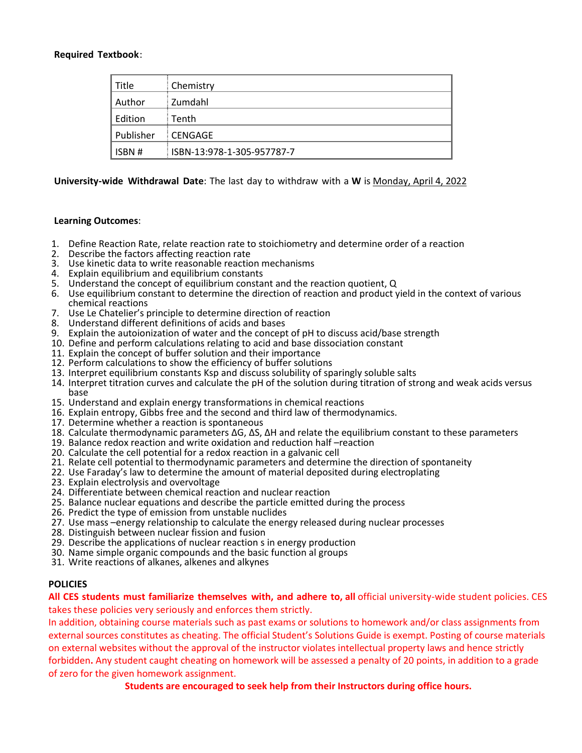**Required Textbook**:

| Title | Chemistry |
|---|---|
| Author | Zumdahl |
| Edition | Tenth |
| Publisher | CENGAGE |
| ISBN # | ISBN-13:978-1-305-957787-7 |

**University-wide Withdrawal Date**: The last day to withdraw with a **W** is Monday, April 4, 2022

**Learning Outcomes**:

1. Define Reaction Rate, relate reaction rate to stoichiometry and determine order of a reaction
2. Describe the factors affecting reaction rate
3. Use kinetic data to write reasonable reaction mechanisms
4. Explain equilibrium and equilibrium constants
5. Understand the concept of equilibrium constant and the reaction quotient, Q
6. Use equilibrium constant to determine the direction of reaction and product yield in the context of various chemical reactions
7. Use Le Chatelier's principle to determine direction of reaction
8. Understand different definitions of acids and bases
9. Explain the autoionization of water and the concept of pH to discuss acid/base strength
10. Define and perform calculations relating to acid and base dissociation constant
11. Explain the concept of buffer solution and their importance
12. Perform calculations to show the efficiency of buffer solutions
13. Interpret equilibrium constants Ksp and discuss solubility of sparingly soluble salts
14. Interpret titration curves and calculate the pH of the solution during titration of strong and weak acids versus base
15. Understand and explain energy transformations in chemical reactions
16. Explain entropy, Gibbs free and the second and third law of thermodynamics.
17. Determine whether a reaction is spontaneous
18. Calculate thermodynamic parameters $\Delta G$, $\Delta S$, $\Delta H$ and relate the equilibrium constant to these parameters
19. Balance redox reaction and write oxidation and reduction half –reaction
20. Calculate the cell potential for a redox reaction in a galvanic cell
21. Relate cell potential to thermodynamic parameters and determine the direction of spontaneity
22. Use Faraday's law to determine the amount of material deposited during electroplating
23. Explain electrolysis and overvoltage
24. Differentiate between chemical reaction and nuclear reaction
25. Balance nuclear equations and describe the particle emitted during the process
26. Predict the type of emission from unstable nuclides
27. Use mass –energy relationship to calculate the energy released during nuclear processes
28. Distinguish between nuclear fission and fusion
29. Describe the applications of nuclear reaction s in energy production
30. Name simple organic compounds and the basic function al groups
31. Write reactions of alkanes, alkenes and alkynes

**POLICIES**

**All CES students must familiarize themselves with, and adhere to, all** official university-wide student policies. CES takes these policies very seriously and enforces them strictly.

In addition, obtaining course materials such as past exams or solutions to homework and/or class assignments from external sources constitutes as cheating. The official Student's Solutions Guide is exempt. Posting of course materials on external websites without the approval of the instructor violates intellectual property laws and hence strictly forbidden**.** Any student caught cheating on homework will be assessed a penalty of 20 points, in addition to a grade of zero for the given homework assignment.

**Students are encouraged to seek help from their Instructors during office hours.**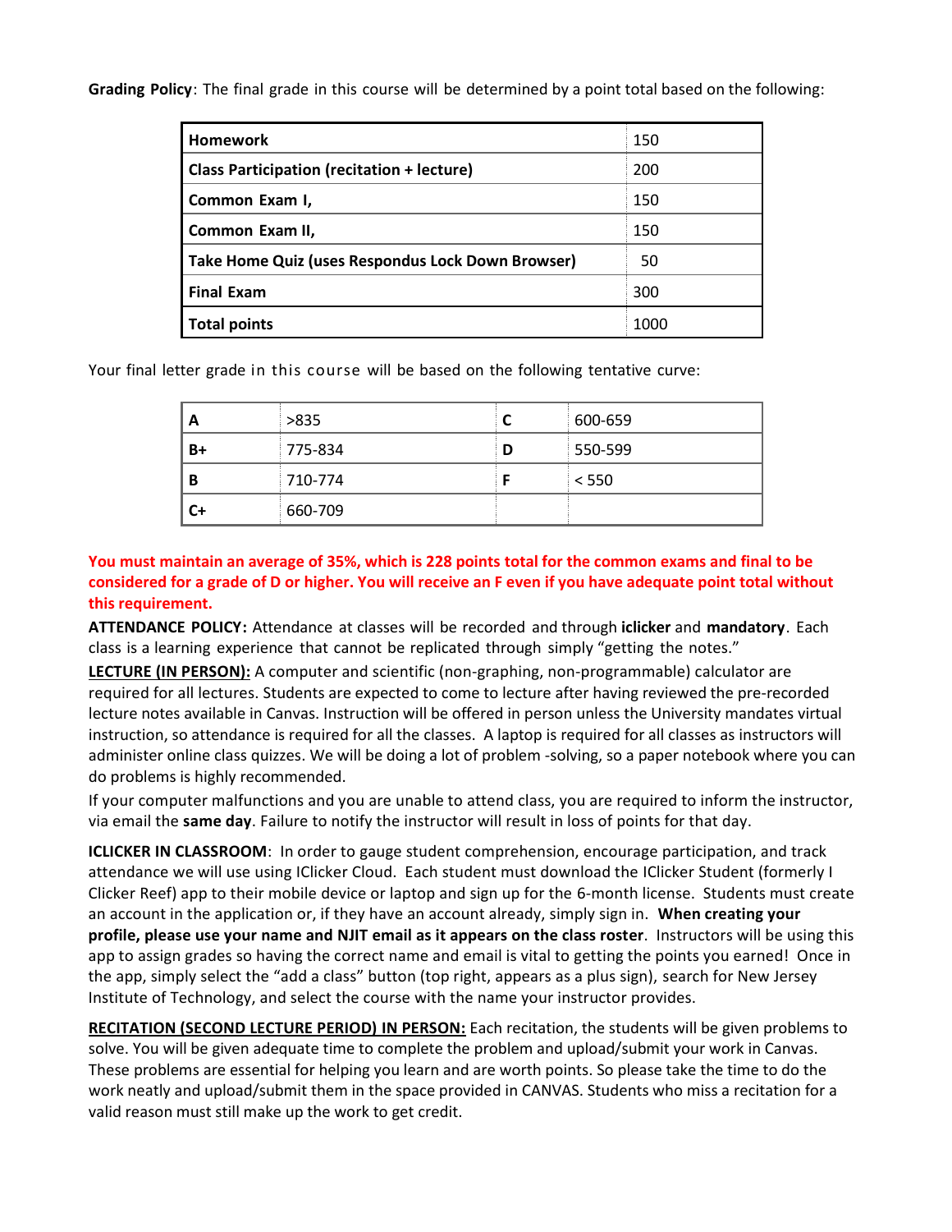**Grading Policy**: The final grade in this course will be determined by a point total based on the following:

| **Homework** | 150 |
|---|---|
| **Class Participation (recitation + lecture)** | 200 |
| **Common Exam I,** | 150 |
| **Common Exam II,** | 150 |
| **Take Home Quiz (uses Respondus Lock Down Browser)** | 50 |
| **Final Exam** | 300 |
| **Total points** | 1000 |

Your final letter grade in this course will be based on the following tentative curve:

| **A** | >835 | **C** | 600-659 |
|---|---|---|---|
| **B+** | 775-834 | **D** | 550-599 |
| **B** | 710-774 | **F** | < 550 |
| **C+** | 660-709 | | |

**You must maintain an average of 35%, which is 228 points total for the common exams and final to be considered for a grade of D or higher. You will receive an F even if you have adequate point total without this requirement.**

**ATTENDANCE POLICY:** Attendance at classes will be recorded and through **iclicker** and **mandatory**. Each class is a learning experience that cannot be replicated through simply "getting the notes."

**LECTURE (IN PERSON):** A computer and scientific (non-graphing, non-programmable) calculator are required for all lectures. Students are expected to come to lecture after having reviewed the pre-recorded lecture notes available in Canvas. Instruction will be offered in person unless the University mandates virtual instruction, so attendance is required for all the classes. A laptop is required for all classes as instructors will administer online class quizzes. We will be doing a lot of problem -solving, so a paper notebook where you can do problems is highly recommended.

If your computer malfunctions and you are unable to attend class, you are required to inform the instructor, via email the **same day**. Failure to notify the instructor will result in loss of points for that day.

**ICLICKER IN CLASSROOM**: In order to gauge student comprehension, encourage participation, and track attendance we will use using IClicker Cloud. Each student must download the IClicker Student (formerly I Clicker Reef) app to their mobile device or laptop and sign up for the 6-month license. Students must create an account in the application or, if they have an account already, simply sign in. **When creating your profile, please use your name and NJIT email as it appears on the class roster**. Instructors will be using this app to assign grades so having the correct name and email is vital to getting the points you earned! Once in the app, simply select the "add a class" button (top right, appears as a plus sign), search for New Jersey Institute of Technology, and select the course with the name your instructor provides.

**RECITATION (SECOND LECTURE PERIOD) IN PERSON:** Each recitation, the students will be given problems to solve. You will be given adequate time to complete the problem and upload/submit your work in Canvas. These problems are essential for helping you learn and are worth points. So please take the time to do the work neatly and upload/submit them in the space provided in CANVAS. Students who miss a recitation for a valid reason must still make up the work to get credit.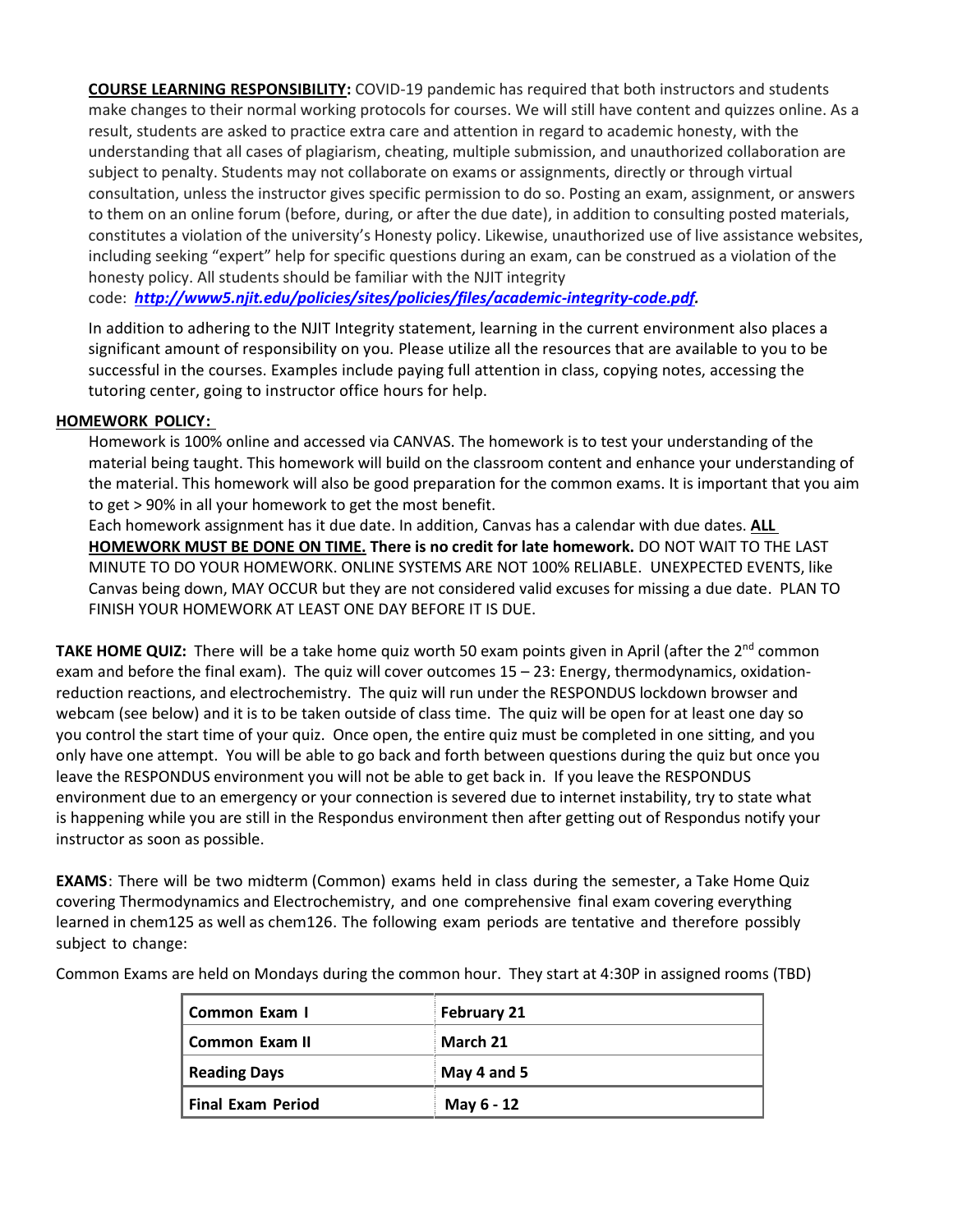**COURSE LEARNING RESPONSIBILITY:** COVID-19 pandemic has required that both instructors and students make changes to their normal working protocols for courses. We will still have content and quizzes online. As a result, students are asked to practice extra care and attention in regard to academic honesty, with the understanding that all cases of plagiarism, cheating, multiple submission, and unauthorized collaboration are subject to penalty. Students may not collaborate on exams or assignments, directly or through virtual consultation, unless the instructor gives specific permission to do so. Posting an exam, assignment, or answers to them on an online forum (before, during, or after the due date), in addition to consulting posted materials, constitutes a violation of the university's Honesty policy. Likewise, unauthorized use of live assistance websites, including seeking "expert" help for specific questions during an exam, can be construed as a violation of the honesty policy. All students should be familiar with the NJIT integrity code: ***http://www5.njit.edu/policies/sites/policies/files/academic-integrity-code.pdf.***

In addition to adhering to the NJIT Integrity statement, learning in the current environment also places a significant amount of responsibility on you. Please utilize all the resources that are available to you to be successful in the courses. Examples include paying full attention in class, copying notes, accessing the tutoring center, going to instructor office hours for help.

**HOMEWORK POLICY:**

Homework is 100% online and accessed via CANVAS. The homework is to test your understanding of the material being taught. This homework will build on the classroom content and enhance your understanding of the material. This homework will also be good preparation for the common exams. It is important that you aim to get > 90% in all your homework to get the most benefit.

Each homework assignment has it due date. In addition, Canvas has a calendar with due dates. **ALL HOMEWORK MUST BE DONE ON TIME. There is no credit for late homework.** DO NOT WAIT TO THE LAST MINUTE TO DO YOUR HOMEWORK. ONLINE SYSTEMS ARE NOT 100% RELIABLE. UNEXPECTED EVENTS, like Canvas being down, MAY OCCUR but they are not considered valid excuses for missing a due date. PLAN TO FINISH YOUR HOMEWORK AT LEAST ONE DAY BEFORE IT IS DUE.

**TAKE HOME QUIZ:** There will be a take home quiz worth 50 exam points given in April (after the 2nd common exam and before the final exam). The quiz will cover outcomes 15 – 23: Energy, thermodynamics, oxidation-reduction reactions, and electrochemistry. The quiz will run under the RESPONDUS lockdown browser and webcam (see below) and it is to be taken outside of class time. The quiz will be open for at least one day so you control the start time of your quiz. Once open, the entire quiz must be completed in one sitting, and you only have one attempt. You will be able to go back and forth between questions during the quiz but once you leave the RESPONDUS environment you will not be able to get back in. If you leave the RESPONDUS environment due to an emergency or your connection is severed due to internet instability, try to state what is happening while you are still in the Respondus environment then after getting out of Respondus notify your instructor as soon as possible.

**EXAMS**: There will be two midterm (Common) exams held in class during the semester, a Take Home Quiz covering Thermodynamics and Electrochemistry, and one comprehensive final exam covering everything learned in chem125 as well as chem126. The following exam periods are tentative and therefore possibly subject to change:

Common Exams are held on Mondays during the common hour. They start at 4:30P in assigned rooms (TBD)

| | |
|---|---|
| **Common Exam I** | **February 21** |
| **Common Exam II** | **March 21** |
| **Reading Days** | **May 4 and 5** |
| **Final Exam Period** | **May 6 - 12** |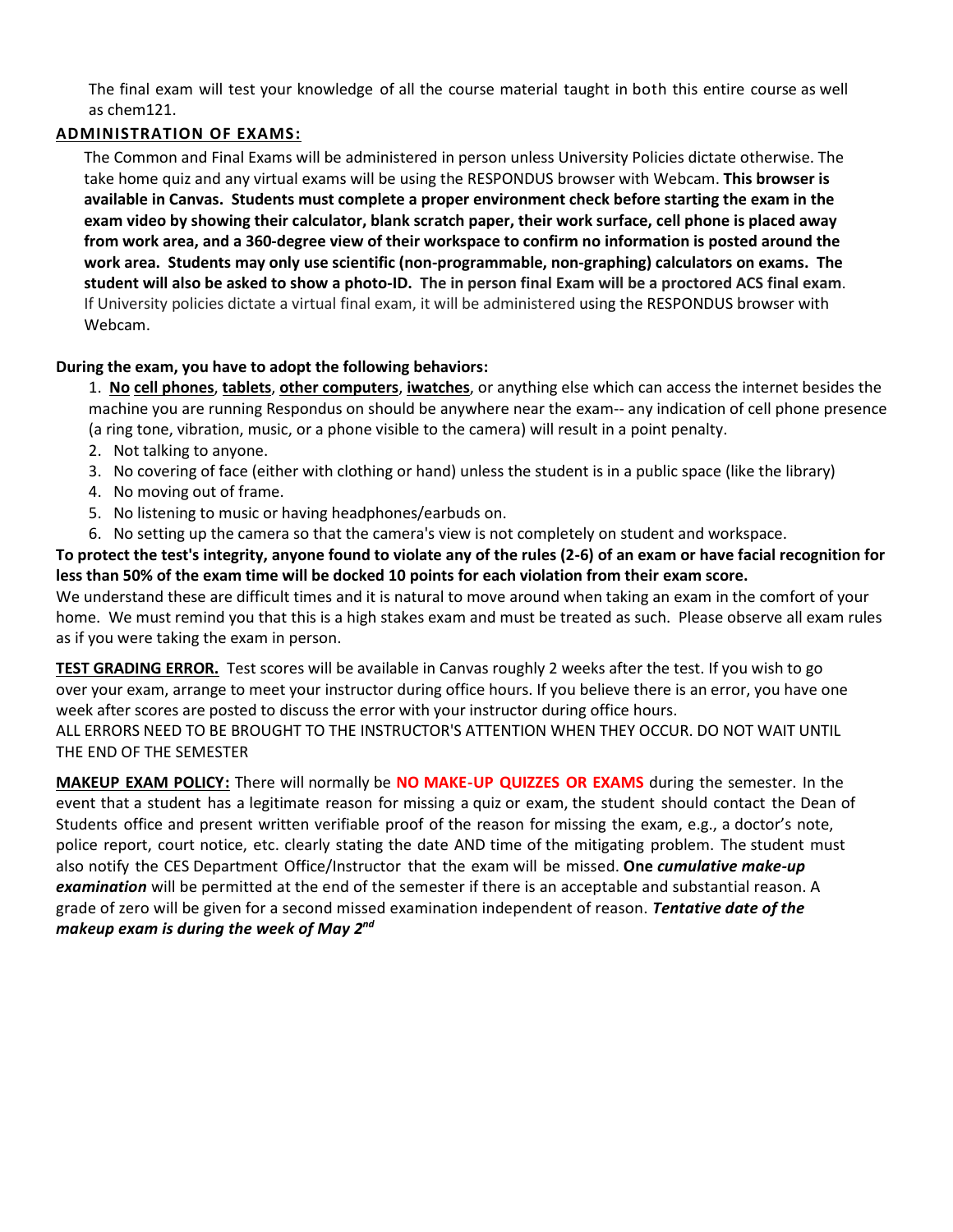The final exam will test your knowledge of all the course material taught in both this entire course as well as chem121.

**ADMINISTRATION OF EXAMS:**

The Common and Final Exams will be administered in person unless University Policies dictate otherwise. The take home quiz and any virtual exams will be using the RESPONDUS browser with Webcam. **This browser is available in Canvas. Students must complete a proper environment check before starting the exam in the exam video by showing their calculator, blank scratch paper, their work surface, cell phone is placed away from work area, and a 360-degree view of their workspace to confirm no information is posted around the work area. Students may only use scientific (non-programmable, non-graphing) calculators on exams. The student will also be asked to show a photo-ID. The in person final Exam will be a proctored ACS final exam**. If University policies dictate a virtual final exam, it will be administered using the RESPONDUS browser with Webcam.

**During the exam, you have to adopt the following behaviors:**

1. **No cell phones**, **tablets**, **other computers**, **iwatches**, or anything else which can access the internet besides the machine you are running Respondus on should be anywhere near the exam-- any indication of cell phone presence (a ring tone, vibration, music, or a phone visible to the camera) will result in a point penalty.
2. Not talking to anyone.
3. No covering of face (either with clothing or hand) unless the student is in a public space (like the library)
4. No moving out of frame.
5. No listening to music or having headphones/earbuds on.
6. No setting up the camera so that the camera's view is not completely on student and workspace.

**To protect the test's integrity, anyone found to violate any of the rules (2-6) of an exam or have facial recognition for less than 50% of the exam time will be docked 10 points for each violation from their exam score.**

We understand these are difficult times and it is natural to move around when taking an exam in the comfort of your home. We must remind you that this is a high stakes exam and must be treated as such. Please observe all exam rules as if you were taking the exam in person.

**TEST GRADING ERROR.** Test scores will be available in Canvas roughly 2 weeks after the test. If you wish to go over your exam, arrange to meet your instructor during office hours. If you believe there is an error, you have one week after scores are posted to discuss the error with your instructor during office hours.

ALL ERRORS NEED TO BE BROUGHT TO THE INSTRUCTOR'S ATTENTION WHEN THEY OCCUR. DO NOT WAIT UNTIL THE END OF THE SEMESTER

**MAKEUP EXAM POLICY:** There will normally be **NO MAKE-UP QUIZZES OR EXAMS** during the semester. In the event that a student has a legitimate reason for missing a quiz or exam, the student should contact the Dean of Students office and present written verifiable proof of the reason for missing the exam, e.g., a doctor's note, police report, court notice, etc. clearly stating the date AND time of the mitigating problem. The student must also notify the CES Department Office/Instructor that the exam will be missed. **One** ***cumulative make-up examination*** will be permitted at the end of the semester if there is an acceptable and substantial reason. A grade of zero will be given for a second missed examination independent of reason. ***Tentative date of the makeup exam is during the week of May 2nd***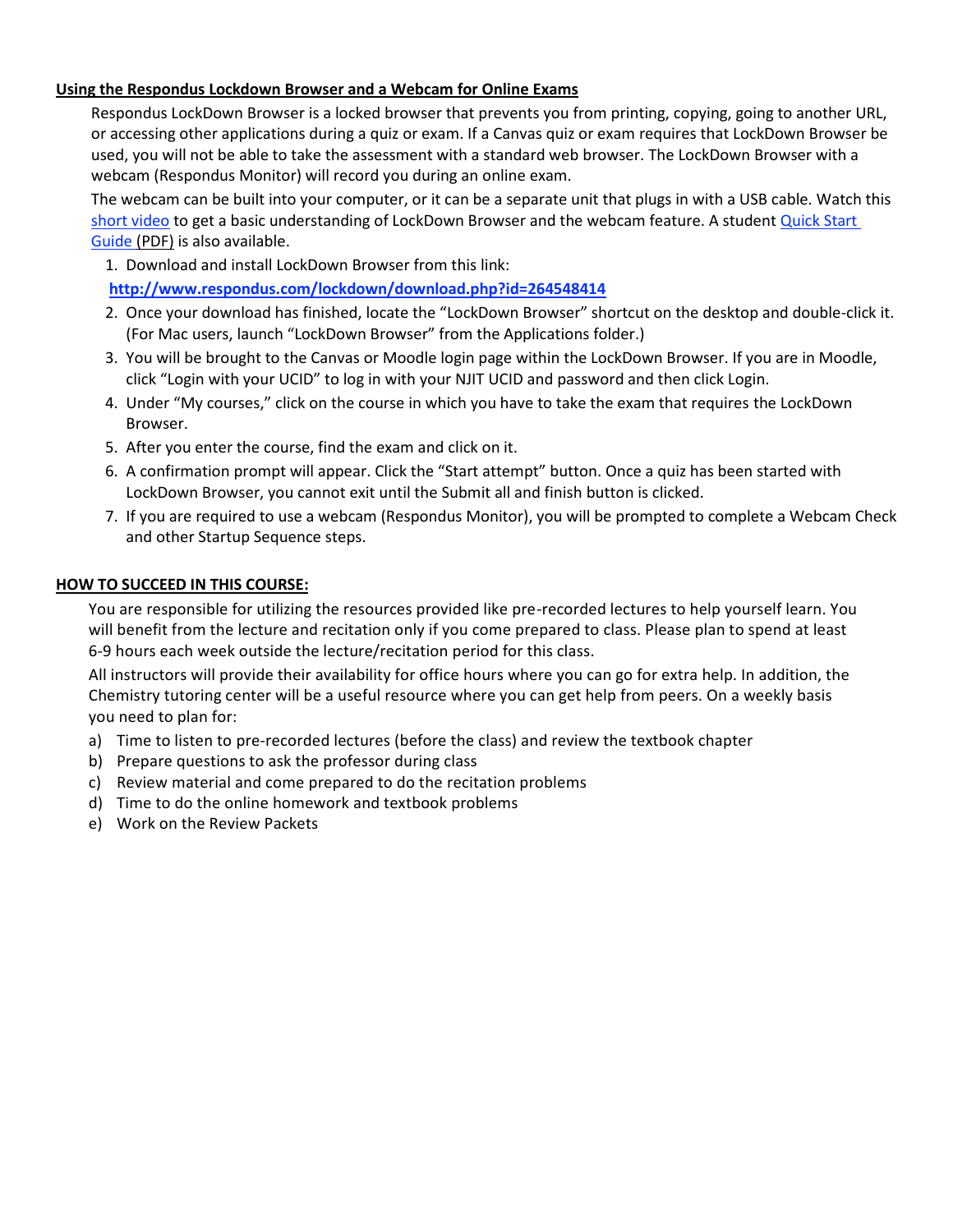**Using the Respondus Lockdown Browser and a Webcam for Online Exams**

Respondus LockDown Browser is a locked browser that prevents you from printing, copying, going to another URL, or accessing other applications during a quiz or exam. If a Canvas quiz or exam requires that LockDown Browser be used, you will not be able to take the assessment with a standard web browser. The LockDown Browser with a webcam (Respondus Monitor) will record you during an online exam.

The webcam can be built into your computer, or it can be a separate unit that plugs in with a USB cable. Watch this short video to get a basic understanding of LockDown Browser and the webcam feature. A student Quick Start Guide (PDF) is also available.

1. Download and install LockDown Browser from this link:
   **http://www.respondus.com/lockdown/download.php?id=264548414**
2. Once your download has finished, locate the "LockDown Browser" shortcut on the desktop and double-click it. (For Mac users, launch "LockDown Browser" from the Applications folder.)
3. You will be brought to the Canvas or Moodle login page within the LockDown Browser. If you are in Moodle, click "Login with your UCID" to log in with your NJIT UCID and password and then click Login.
4. Under "My courses," click on the course in which you have to take the exam that requires the LockDown Browser.
5. After you enter the course, find the exam and click on it.
6. A confirmation prompt will appear. Click the "Start attempt" button. Once a quiz has been started with LockDown Browser, you cannot exit until the Submit all and finish button is clicked.
7. If you are required to use a webcam (Respondus Monitor), you will be prompted to complete a Webcam Check and other Startup Sequence steps.

**HOW TO SUCCEED IN THIS COURSE:**

You are responsible for utilizing the resources provided like pre-recorded lectures to help yourself learn. You will benefit from the lecture and recitation only if you come prepared to class. Please plan to spend at least 6-9 hours each week outside the lecture/recitation period for this class.

All instructors will provide their availability for office hours where you can go for extra help. In addition, the Chemistry tutoring center will be a useful resource where you can get help from peers. On a weekly basis you need to plan for:

a) Time to listen to pre-recorded lectures (before the class) and review the textbook chapter
b) Prepare questions to ask the professor during class
c) Review material and come prepared to do the recitation problems
d) Time to do the online homework and textbook problems
e) Work on the Review Packets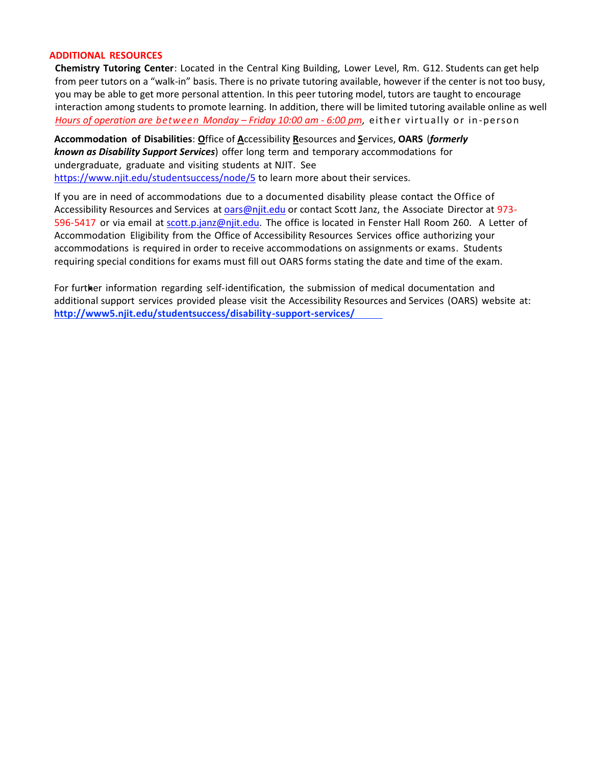## ADDITIONAL RESOURCES

**Chemistry Tutoring Center**: Located in the Central King Building, Lower Level, Rm. G12. Students can get help from peer tutors on a "walk-in" basis. There is no private tutoring available, however if the center is not too busy, you may be able to get more personal attention. In this peer tutoring model, tutors are taught to encourage interaction among students to promote learning. In addition, there will be limited tutoring available online as well *Hours of operation are between Monday – Friday 10:00 am - 6:00 pm*, either virtually or in-person

**Accommodation of Disabilities**: **O**ffice of **A**ccessibility **R**esources and **S**ervices, **OARS** (***formerly known as Disability Support Services***) offer long term and temporary accommodations for undergraduate, graduate and visiting students at NJIT. See https://www.njit.edu/studentsuccess/node/5 to learn more about their services.

If you are in need of accommodations due to a documented disability please contact the Office of Accessibility Resources and Services at oars@njit.edu or contact Scott Janz, the Associate Director at 973-596-5417 or via email at scott.p.janz@njit.edu. The office is located in Fenster Hall Room 260. A Letter of Accommodation Eligibility from the Office of Accessibility Resources Services office authorizing your accommodations is required in order to receive accommodations on assignments or exams. Students requiring special conditions for exams must fill out OARS forms stating the date and time of the exam.

For further information regarding self-identification, the submission of medical documentation and additional support services provided please visit the Accessibility Resources and Services (OARS) website at: **http://www5.njit.edu/studentsuccess/disability-support-services/**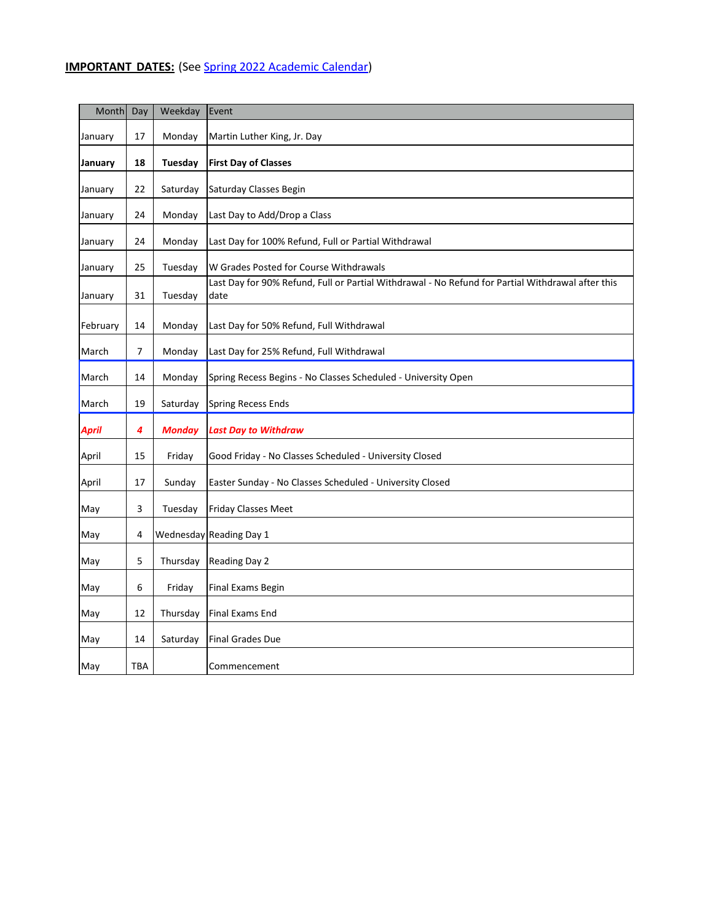**IMPORTANT DATES:** (See Spring 2022 Academic Calendar)

| Month | Day | Weekday | Event |
|---|---|---|---|
| January | 17 | Monday | Martin Luther King, Jr. Day |
| **January** | **18** | **Tuesday** | **First Day of Classes** |
| January | 22 | Saturday | Saturday Classes Begin |
| January | 24 | Monday | Last Day to Add/Drop a Class |
| January | 24 | Monday | Last Day for 100% Refund, Full or Partial Withdrawal |
| January | 25 | Tuesday | W Grades Posted for Course Withdrawals |
| January | 31 | Tuesday | Last Day for 90% Refund, Full or Partial Withdrawal - No Refund for Partial Withdrawal after this date |
| February | 14 | Monday | Last Day for 50% Refund, Full Withdrawal |
| March | 7 | Monday | Last Day for 25% Refund, Full Withdrawal |
| March | 14 | Monday | Spring Recess Begins - No Classes Scheduled - University Open |
| March | 19 | Saturday | Spring Recess Ends |
| ***April*** | ***4*** | ***Monday*** | ***Last Day to Withdraw*** |
| April | 15 | Friday | Good Friday - No Classes Scheduled - University Closed |
| April | 17 | Sunday | Easter Sunday - No Classes Scheduled - University Closed |
| May | 3 | Tuesday | Friday Classes Meet |
| May | 4 | Wednesday | Reading Day 1 |
| May | 5 | Thursday | Reading Day 2 |
| May | 6 | Friday | Final Exams Begin |
| May | 12 | Thursday | Final Exams End |
| May | 14 | Saturday | Final Grades Due |
| May | TBA | | Commencement |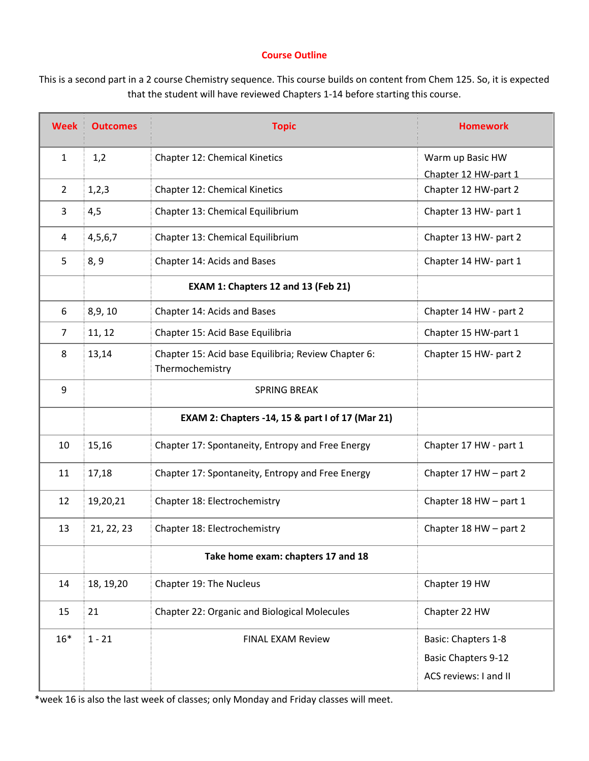## Course Outline

This is a second part in a 2 course Chemistry sequence. This course builds on content from Chem 125. So, it is expected that the student will have reviewed Chapters 1-14 before starting this course.

| Week | Outcomes | Topic | Homework |
| --- | --- | --- | --- |
| 1 | 1,2 | Chapter 12: Chemical Kinetics | Warm up Basic HW<br>Chapter 12 HW-part 1 |
| 2 | 1,2,3 | Chapter 12: Chemical Kinetics | Chapter 12 HW-part 2 |
| 3 | 4,5 | Chapter 13: Chemical Equilibrium | Chapter 13 HW- part 1 |
| 4 | 4,5,6,7 | Chapter 13: Chemical Equilibrium | Chapter 13 HW- part 2 |
| 5 | 8, 9 | Chapter 14: Acids and Bases | Chapter 14 HW- part 1 |
| | | **EXAM 1: Chapters 12 and 13 (Feb 21)** | |
| 6 | 8,9, 10 | Chapter 14: Acids and Bases | Chapter 14 HW - part 2 |
| 7 | 11, 12 | Chapter 15: Acid Base Equilibria | Chapter 15 HW-part 1 |
| 8 | 13,14 | Chapter 15: Acid base Equilibria; Review Chapter 6: Thermochemistry | Chapter 15 HW- part 2 |
| 9 | | SPRING BREAK | |
| | | **EXAM 2: Chapters -14, 15 & part I of 17 (Mar 21)** | |
| 10 | 15,16 | Chapter 17: Spontaneity, Entropy and Free Energy | Chapter 17 HW - part 1 |
| 11 | 17,18 | Chapter 17: Spontaneity, Entropy and Free Energy | Chapter 17 HW – part 2 |
| 12 | 19,20,21 | Chapter 18: Electrochemistry | Chapter 18 HW – part 1 |
| 13 | 21, 22, 23 | Chapter 18: Electrochemistry | Chapter 18 HW – part 2 |
| | | **Take home exam: chapters 17 and 18** | |
| 14 | 18, 19,20 | Chapter 19: The Nucleus | Chapter 19 HW |
| 15 | 21 | Chapter 22: Organic and Biological Molecules | Chapter 22 HW |
| 16* | 1 - 21 | FINAL EXAM Review | Basic: Chapters 1-8<br>Basic Chapters 9-12<br>ACS reviews: I and II |

*week 16 is also the last week of classes; only Monday and Friday classes will meet.